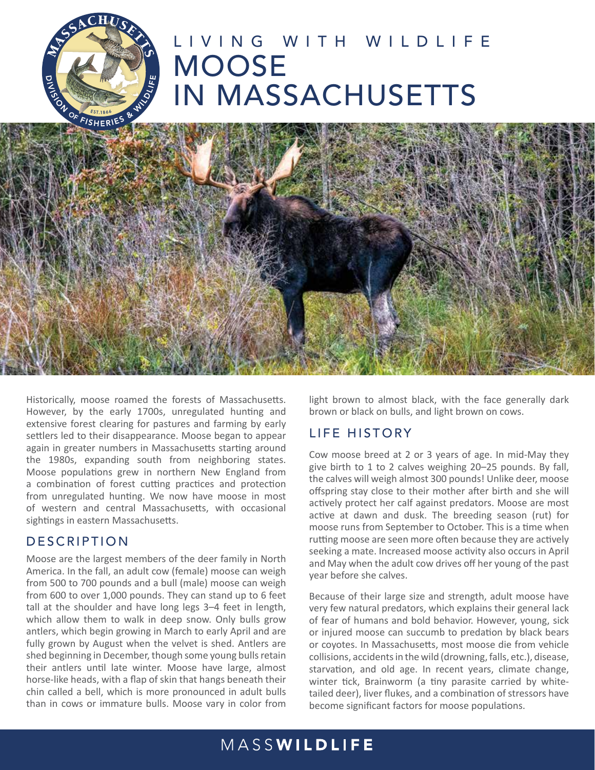# LIVING WITH WILDLIFE
# MOOSE IN MASSACHUSETTS

Historically, moose roamed the forests of Massachusetts. However, by the early 1700s, unregulated hunting and extensive forest clearing for pastures and farming by early settlers led to their disappearance. Moose began to appear again in greater numbers in Massachusetts starting around the 1980s, expanding south from neighboring states. Moose populations grew in northern New England from a combination of forest cutting practices and protection from unregulated hunting. We now have moose in most of western and central Massachusetts, with occasional sightings in eastern Massachusetts.

## DESCRIPTION

Moose are the largest members of the deer family in North America. In the fall, an adult cow (female) moose can weigh from 500 to 700 pounds and a bull (male) moose can weigh from 600 to over 1,000 pounds. They can stand up to 6 feet tall at the shoulder and have long legs 3–4 feet in length, which allow them to walk in deep snow. Only bulls grow antlers, which begin growing in March to early April and are fully grown by August when the velvet is shed. Antlers are shed beginning in December, though some young bulls retain their antlers until late winter. Moose have large, almost horse-like heads, with a flap of skin that hangs beneath their chin called a bell, which is more pronounced in adult bulls than in cows or immature bulls. Moose vary in color from light brown to almost black, with the face generally dark brown or black on bulls, and light brown on cows.

## LIFE HISTORY

Cow moose breed at 2 or 3 years of age. In mid-May they give birth to 1 to 2 calves weighing 20–25 pounds. By fall, the calves will weigh almost 300 pounds! Unlike deer, moose offspring stay close to their mother after birth and she will actively protect her calf against predators. Moose are most active at dawn and dusk. The breeding season (rut) for moose runs from September to October. This is a time when rutting moose are seen more often because they are actively seeking a mate. Increased moose activity also occurs in April and May when the adult cow drives off her young of the past year before she calves.

Because of their large size and strength, adult moose have very few natural predators, which explains their general lack of fear of humans and bold behavior. However, young, sick or injured moose can succumb to predation by black bears or coyotes. In Massachusetts, most moose die from vehicle collisions, accidents in the wild (drowning, falls, etc.), disease, starvation, and old age. In recent years, climate change, winter tick, Brainworm (a tiny parasite carried by white-tailed deer), liver flukes, and a combination of stressors have become significant factors for moose populations.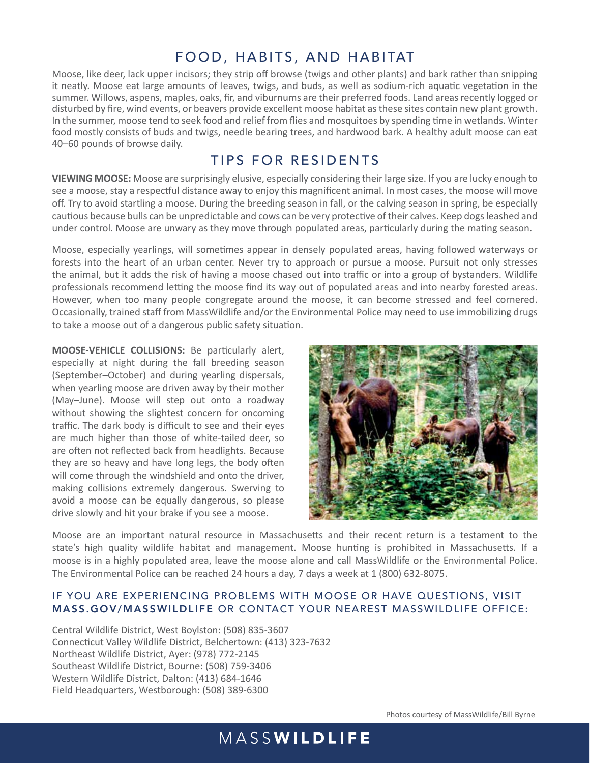## FOOD, HABITS, AND HABITAT

Moose, like deer, lack upper incisors; they strip off browse (twigs and other plants) and bark rather than snipping it neatly. Moose eat large amounts of leaves, twigs, and buds, as well as sodium-rich aquatic vegetation in the summer. Willows, aspens, maples, oaks, fir, and viburnums are their preferred foods. Land areas recently logged or disturbed by fire, wind events, or beavers provide excellent moose habitat as these sites contain new plant growth. In the summer, moose tend to seek food and relief from flies and mosquitoes by spending time in wetlands. Winter food mostly consists of buds and twigs, needle bearing trees, and hardwood bark. A healthy adult moose can eat 40–60 pounds of browse daily.

## TIPS FOR RESIDENTS

**VIEWING MOOSE:** Moose are surprisingly elusive, especially considering their large size. If you are lucky enough to see a moose, stay a respectful distance away to enjoy this magnificent animal. In most cases, the moose will move off. Try to avoid startling a moose. During the breeding season in fall, or the calving season in spring, be especially cautious because bulls can be unpredictable and cows can be very protective of their calves. Keep dogs leashed and under control. Moose can be unwary as they move through populated areas, particularly during the mating season.

Moose, especially yearlings, will sometimes appear in densely populated areas, having followed waterways or forests into the heart of an urban center. Never try to approach or pursue a moose. Pursuit not only stresses the animal, but it adds the risk of having a moose chased out into traffic or into a group of bystanders. Wildlife professionals recommend letting the moose find its way out of populated areas and into nearby forested areas. However, when too many people congregate around the moose, it can become stressed and feel cornered. Occasionally, trained staff from MassWildlife and/or the Environmental Police may need to use immobilizing drugs to take a moose out of a dangerous public safety situation.

**MOOSE-VEHICLE COLLISIONS:** Be particularly alert, especially at night during the fall breeding season (September–October) and during yearling dispersals, when yearling moose are driven away by their mother (May–June). Moose will step out onto a roadway without showing the slightest concern for oncoming traffic. The dark body is difficult to see and their eyes are much higher than those of white-tailed deer, so are often not reflected back from headlights. Because they are so heavy and have long legs, the body often will come through the windshield and onto the driver, making collisions extremely dangerous. Swerving to avoid a moose can be equally dangerous, so please drive slowly and hit your brake if you see a moose.

Moose are an important natural resource in Massachusetts and their recent return is a testament to the state's high quality wildlife habitat and management. Moose hunting is prohibited in Massachusetts. If a moose is in a highly populated area, leave the moose alone and call MassWildlife or the Environmental Police. The Environmental Police can be reached 24 hours a day, 7 days a week at 1 (800) 632-8075.

### IF YOU ARE EXPERIENCING PROBLEMS WITH MOOSE OR HAVE QUESTIONS, VISIT **MASS.GOV/MASSWILDLIFE** OR CONTACT YOUR NEAREST MASSWILDLIFE OFFICE:

Central Wildlife District, West Boylston: (508) 835-3607
Connecticut Valley Wildlife District, Belchertown: (413) 323-7632
Northeast Wildlife District, Ayer: (978) 772-2145
Southeast Wildlife District, Bourne: (508) 759-3406
Western Wildlife District, Dalton: (413) 684-1646
Field Headquarters, Westborough: (508) 389-6300

Photos courtesy of MassWildlife/Bill Byrne

MASS**WILDLIFE**